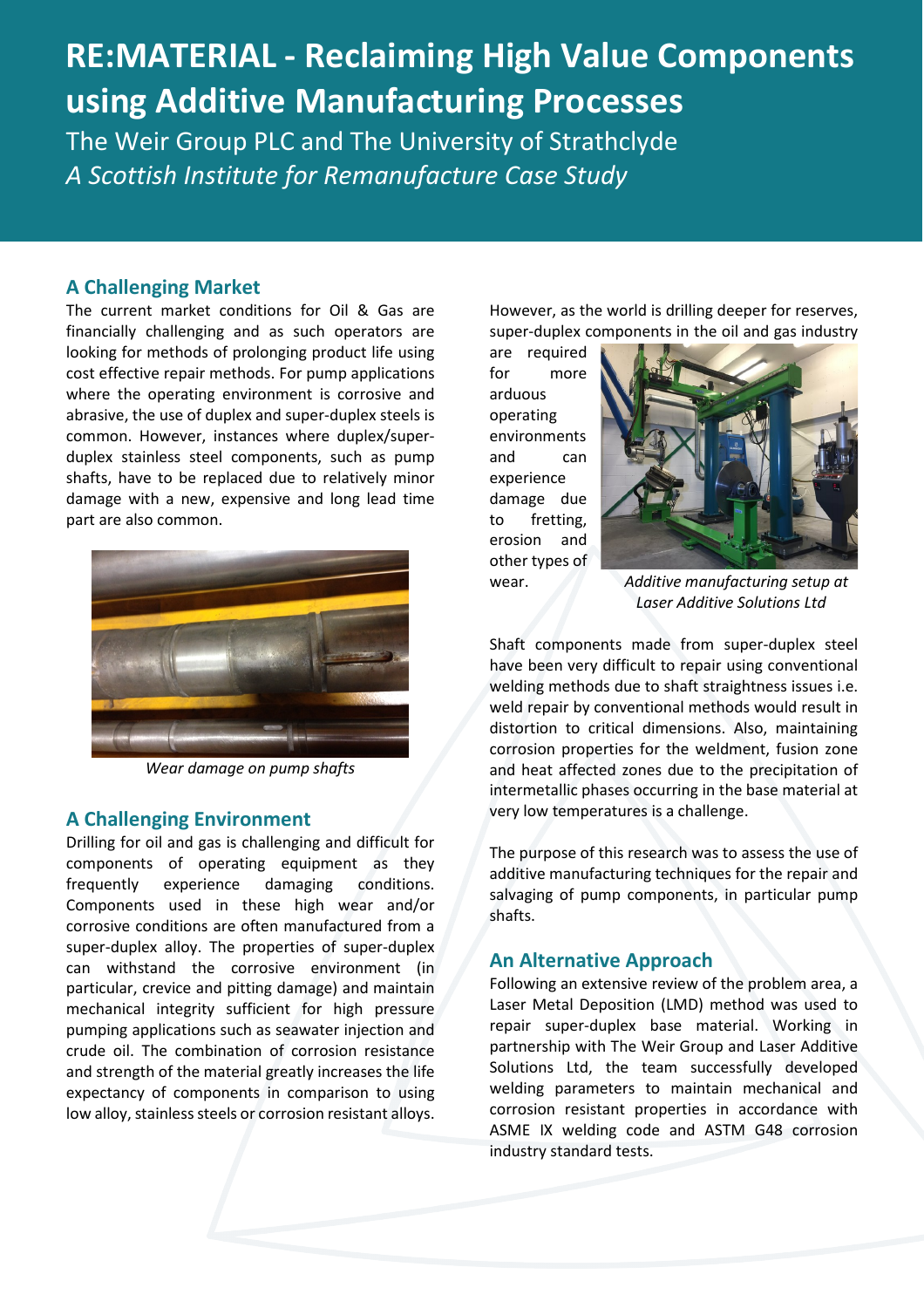# RE:MATERIAL - Reclaiming High Value Components using Additive Manufacturing Processes

The Weir Group PLC and The University of Strathclyde

*A Scottish Institute for Remanufacture Case Study*

## A Challenging Market

The current market conditions for Oil & Gas are financially challenging and as such operators are looking for methods of prolonging product life using cost effective repair methods. For pump applications where the operating environment is corrosive and abrasive, the use of duplex and super-duplex steels is common. However, instances where duplex/super-duplex stainless steel components, such as pump shafts, have to be replaced due to relatively minor damage with a new, expensive and long lead time part are also common.

*Wear damage on pump shafts*

## A Challenging Environment

Drilling for oil and gas is challenging and difficult for components of operating equipment as they frequently experience damaging conditions. Components used in these high wear and/or corrosive conditions are often manufactured from a super-duplex alloy. The properties of super-duplex can withstand the corrosive environment (in particular, crevice and pitting damage) and maintain mechanical integrity sufficient for high pressure pumping applications such as seawater injection and crude oil. The combination of corrosion resistance and strength of the material greatly increases the life expectancy of components in comparison to using low alloy, stainless steels or corrosion resistant alloys.

However, as the world is drilling deeper for reserves, super-duplex components in the oil and gas industry are required for more arduous operating environments and can experience damage due to fretting, erosion and other types of wear.

*Additive manufacturing setup at Laser Additive Solutions Ltd*

Shaft components made from super-duplex steel have been very difficult to repair using conventional welding methods due to shaft straightness issues i.e. weld repair by conventional methods would result in distortion to critical dimensions. Also, maintaining corrosion properties for the weldment, fusion zone and heat affected zones due to the precipitation of intermetallic phases occurring in the base material at very low temperatures is a challenge.

The purpose of this research was to assess the use of additive manufacturing techniques for the repair and salvaging of pump components, in particular pump shafts.

## An Alternative Approach

Following an extensive review of the problem area, a Laser Metal Deposition (LMD) method was used to repair super-duplex base material. Working in partnership with The Weir Group and Laser Additive Solutions Ltd, the team successfully developed welding parameters to maintain mechanical and corrosion resistant properties in accordance with ASME IX welding code and ASTM G48 corrosion industry standard tests.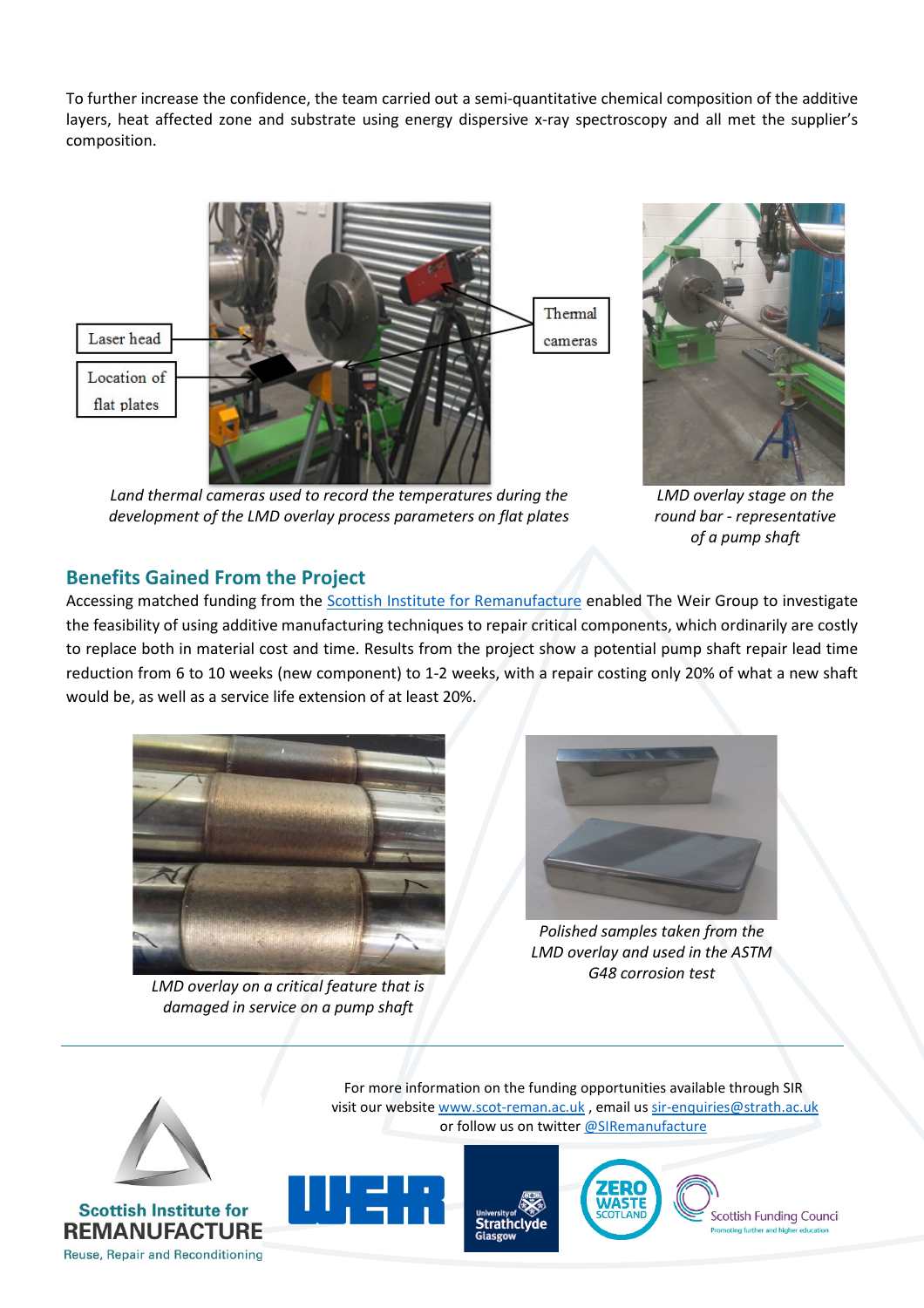To further increase the confidence, the team carried out a semi-quantitative chemical composition of the additive layers, heat affected zone and substrate using energy dispersive x-ray spectroscopy and all met the supplier's composition.

Laser head

Location of flat plates

Thermal cameras

*Land thermal cameras used to record the temperatures during the development of the LMD overlay process parameters on flat plates*

*LMD overlay stage on the round bar - representative of a pump shaft*

## Benefits Gained From the Project

Accessing matched funding from the Scottish Institute for Remanufacture enabled The Weir Group to investigate the feasibility of using additive manufacturing techniques to repair critical components, which ordinarily are costly to replace both in material cost and time. Results from the project show a potential pump shaft repair lead time reduction from 6 to 10 weeks (new component) to 1-2 weeks, with a repair costing only 20% of what a new shaft would be, as well as a service life extension of at least 20%.

*LMD overlay on a critical feature that is damaged in service on a pump shaft*

*Polished samples taken from the LMD overlay and used in the ASTM G48 corrosion test*

For more information on the funding opportunities available through SIR visit our website www.scot-reman.ac.uk , email us sir-enquiries@strath.ac.uk or follow us on twitter @SIRemanufacture

Scottish Institute for REMANUFACTURE
Reuse, Repair and Reconditioning